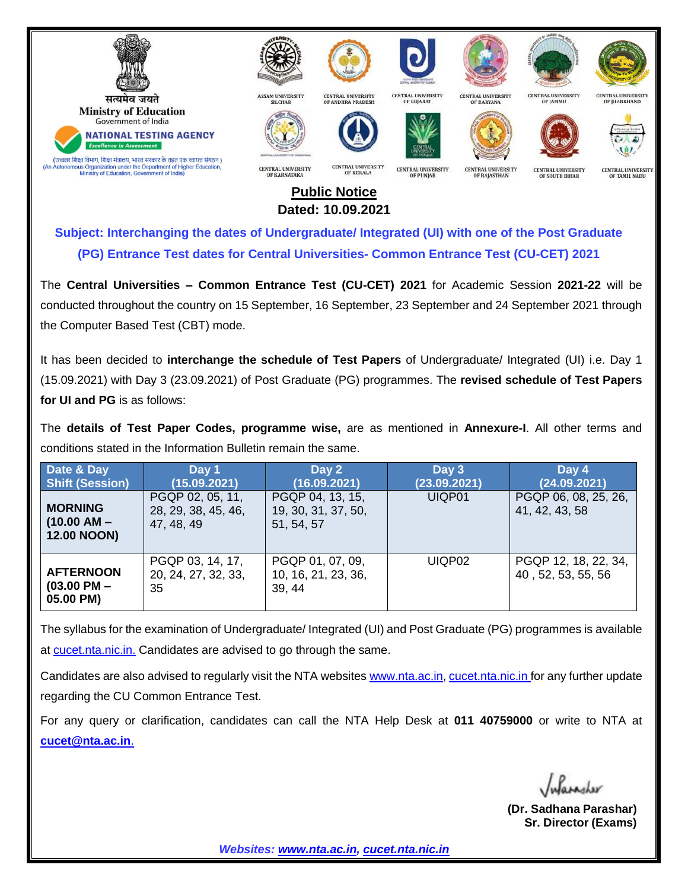सत्यमेव जयते

**Ministry of Education**
Government of India

**NATIONAL TESTING AGENCY**
*Excellence in Assessment*

(उच्चतर शिक्षा विभाग, शिक्षा मंत्रालय, भारत सरकार के तहत एक स्वायत्त संगठन)
(An Autonomous Organization under the Department of Higher Education, Ministry of Education, Government of India)

ASSAM UNIVERSITY SILCHAR | CENTRAL UNIVERSITY OF ANDHRA PRADESH | CENTRAL UNIVERSITY OF GUJARAT | CENTRAL UNIVERSITY OF HARYANA | CENTRAL UNIVERSITY OF JAMMU | CENTRAL UNIVERSITY OF JHARKHAND | CENTRAL UNIVERSITY OF KARNATAKA | CENTRAL UNIVERSITY OF KERALA | CENTRAL UNIVERSITY OF PUNJAB | CENTRAL UNIVERSITY OF RAJASTHAN | CENTRAL UNIVERSITY OF SOUTH BIHAR | CENTRAL UNIVERSITY OF TAMIL NADU

# Public Notice

**Dated: 10.09.2021**

**Subject: Interchanging the dates of Undergraduate/ Integrated (UI) with one of the Post Graduate (PG) Entrance Test dates for Central Universities- Common Entrance Test (CU-CET) 2021**

The **Central Universities – Common Entrance Test (CU-CET) 2021** for Academic Session **2021-22** will be conducted throughout the country on 15 September, 16 September, 23 September and 24 September 2021 through the Computer Based Test (CBT) mode.

It has been decided to **interchange the schedule of Test Papers** of Undergraduate/ Integrated (UI) i.e. Day 1 (15.09.2021) with Day 3 (23.09.2021) of Post Graduate (PG) programmes. The **revised schedule of Test Papers for UI and PG** is as follows:

The **details of Test Paper Codes, programme wise,** are as mentioned in **Annexure-I**. All other terms and conditions stated in the Information Bulletin remain the same.

| Date & Day Shift (Session) | Day 1 (15.09.2021) | Day 2 (16.09.2021) | Day 3 (23.09.2021) | Day 4 (24.09.2021) |
|---|---|---|---|---|
| **MORNING (10.00 AM – 12.00 NOON)** | PGQP 02, 05, 11, 28, 29, 38, 45, 46, 47, 48, 49 | PGQP 04, 13, 15, 19, 30, 31, 37, 50, 51, 54, 57 | UIQP01 | PGQP 06, 08, 25, 26, 41, 42, 43, 58 |
| **AFTERNOON (03.00 PM – 05.00 PM)** | PGQP 03, 14, 17, 20, 24, 27, 32, 33, 35 | PGQP 01, 07, 09, 10, 16, 21, 23, 36, 39, 44 | UIQP02 | PGQP 12, 18, 22, 34, 40 , 52, 53, 55, 56 |

The syllabus for the examination of Undergraduate/ Integrated (UI) and Post Graduate (PG) programmes is available at cucet.nta.nic.in. Candidates are advised to go through the same.

Candidates are also advised to regularly visit the NTA websites www.nta.ac.in, cucet.nta.nic.in for any further update regarding the CU Common Entrance Test.

For any query or clarification, candidates can call the NTA Help Desk at **011 40759000** or write to NTA at **cucet@nta.ac.in**.

**(Dr. Sadhana Parashar)**
**Sr. Director (Exams)**

*Websites: www.nta.ac.in, cucet.nta.nic.in*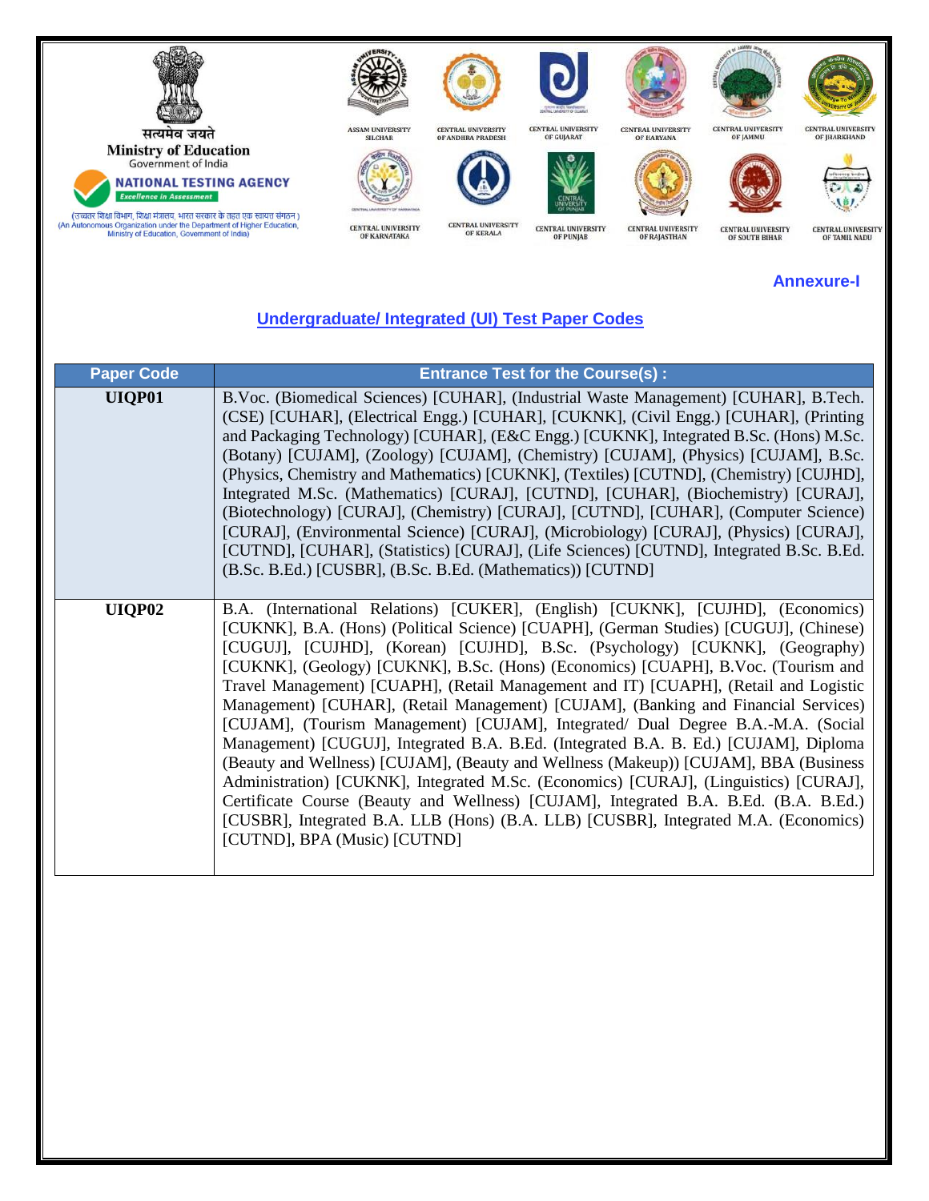सत्यमेव जयते
Ministry of Education
Government of India
NATIONAL TESTING AGENCY
Excellence in Assessment
(उच्चतर शिक्षा विभाग, शिक्षा मंत्रालय, भारत सरकार के तहत एक स्वायत्त संगठन)
(An Autonomous Organization under the Department of Higher Education, Ministry of Education, Government of India)

ASSAM UNIVERSITY SILCHAR | CENTRAL UNIVERSITY OF ANDHRA PRADESH | CENTRAL UNIVERSITY OF GUJARAT | CENTRAL UNIVERSITY OF HARYANA | CENTRAL UNIVERSITY OF JAMMU | CENTRAL UNIVERSITY OF JHARKHAND | CENTRAL UNIVERSITY OF KARNATAKA | CENTRAL UNIVERSITY OF KERALA | CENTRAL UNIVERSITY OF PUNJAB | CENTRAL UNIVERSITY OF RAJASTHAN | CENTRAL UNIVERSITY OF SOUTH BIHAR | CENTRAL UNIVERSITY OF TAMIL NADU

**Annexure-I**

## Undergraduate/ Integrated (UI) Test Paper Codes

| Paper Code | Entrance Test for the Course(s) : |
|---|---|
| **UIQP01** | B.Voc. (Biomedical Sciences) [CUHAR], (Industrial Waste Management) [CUHAR], B.Tech. (CSE) [CUHAR], (Electrical Engg.) [CUHAR], [CUKNK], (Civil Engg.) [CUHAR], (Printing and Packaging Technology) [CUHAR], (E&C Engg.) [CUKNK], Integrated B.Sc. (Hons) M.Sc. (Botany) [CUJAM], (Zoology) [CUJAM], (Chemistry) [CUJAM], (Physics) [CUJAM], B.Sc. (Physics, Chemistry and Mathematics) [CUKNK], (Textiles) [CUTND], (Chemistry) [CUJHD], Integrated M.Sc. (Mathematics) [CURAJ], [CUTND], [CUHAR], (Biochemistry) [CURAJ], (Biotechnology) [CURAJ], (Chemistry) [CURAJ], [CUTND], [CUHAR], (Computer Science) [CURAJ], (Environmental Science) [CURAJ], (Microbiology) [CURAJ], (Physics) [CURAJ], [CUTND], [CUHAR], (Statistics) [CURAJ], (Life Sciences) [CUTND], Integrated B.Sc. B.Ed. (B.Sc. B.Ed.) [CUSBR], (B.Sc. B.Ed. (Mathematics)) [CUTND] |
| **UIQP02** | B.A. (International Relations) [CUKER], (English) [CUKNK], [CUJHD], (Economics) [CUKNK], B.A. (Hons) (Political Science) [CUAPH], (German Studies) [CUGUJ], (Chinese) [CUGUJ], [CUJHD], (Korean) [CUJHD], B.Sc. (Psychology) [CUKNK], (Geography) [CUKNK], (Geology) [CUKNK], B.Sc. (Hons) (Economics) [CUAPH], B.Voc. (Tourism and Travel Management) [CUAPH], (Retail Management and IT) [CUAPH], (Retail and Logistic Management) [CUHAR], (Retail Management) [CUJAM], (Banking and Financial Services) [CUJAM], (Tourism Management) [CUJAM], Integrated/ Dual Degree B.A.-M.A. (Social Management) [CUGUJ], Integrated B.A. B.Ed. (Integrated B.A. B. Ed.) [CUJAM], Diploma (Beauty and Wellness) [CUJAM], (Beauty and Wellness (Makeup)) [CUJAM], BBA (Business Administration) [CUKNK], Integrated M.Sc. (Economics) [CURAJ], (Linguistics) [CURAJ], Certificate Course (Beauty and Wellness) [CUJAM], Integrated B.A. B.Ed. (B.A. B.Ed.) [CUSBR], Integrated B.A. LLB (Hons) (B.A. LLB) [CUSBR], Integrated M.A. (Economics) [CUTND], BPA (Music) [CUTND] |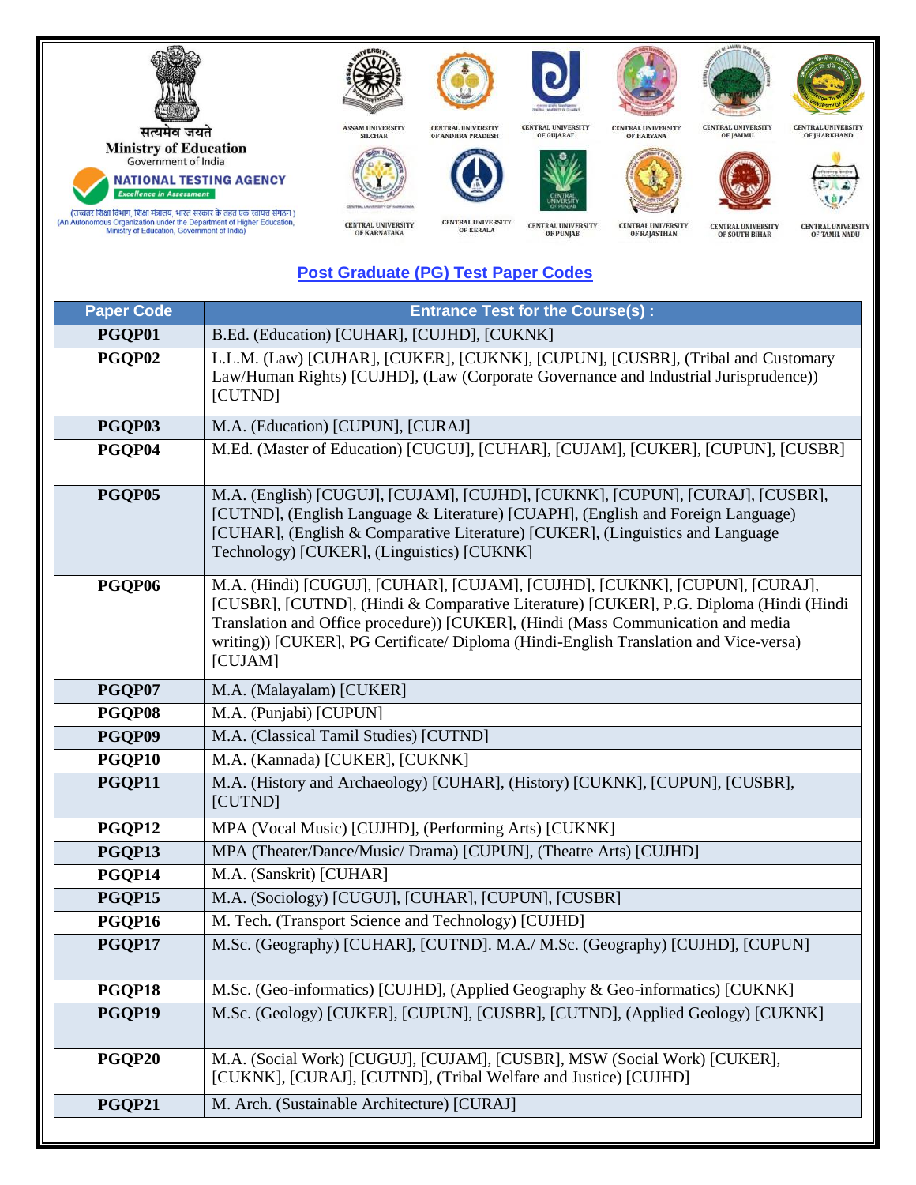सत्यमेव जयते
Ministry of Education
Government of India

**NATIONAL TESTING AGENCY**
*Excellence in Assessment*

(उच्चतर शिक्षा विभाग, शिक्षा मंत्रालय, भारत सरकार के तहत एक स्वायत्त संगठन)
(An Autonomous Organization under the Department of Higher Education, Ministry of Education, Government of India)

ASSAM UNIVERSITY SILCHAR | CENTRAL UNIVERSITY OF ANDHRA PRADESH | CENTRAL UNIVERSITY OF GUJARAT | CENTRAL UNIVERSITY OF HARYANA | CENTRAL UNIVERSITY OF JAMMU | CENTRAL UNIVERSITY OF JHARKHAND | CENTRAL UNIVERSITY OF KARNATAKA | CENTRAL UNIVERSITY OF KERALA | CENTRAL UNIVERSITY OF PUNJAB | CENTRAL UNIVERSITY OF RAJASTHAN | CENTRAL UNIVERSITY OF SOUTH BIHAR | CENTRAL UNIVERSITY OF TAMIL NADU

## Post Graduate (PG) Test Paper Codes

| Paper Code | Entrance Test for the Course(s) : |
|---|---|
| PGQP01 | B.Ed. (Education) [CUHAR], [CUJHD], [CUKNK] |
| PGQP02 | L.L.M. (Law) [CUHAR], [CUKER], [CUKNK], [CUPUN], [CUSBR], (Tribal and Customary Law/Human Rights) [CUJHD], (Law (Corporate Governance and Industrial Jurisprudence)) [CUTND] |
| PGQP03 | M.A. (Education) [CUPUN], [CURAJ] |
| PGQP04 | M.Ed. (Master of Education) [CUGUJ], [CUHAR], [CUJAM], [CUKER], [CUPUN], [CUSBR] |
| PGQP05 | M.A. (English) [CUGUJ], [CUJAM], [CUJHD], [CUKNK], [CUPUN], [CURAJ], [CUSBR], [CUTND], (English Language & Literature) [CUAPH], (English and Foreign Language) [CUHAR], (English & Comparative Literature) [CUKER], (Linguistics and Language Technology) [CUKER], (Linguistics) [CUKNK] |
| PGQP06 | M.A. (Hindi) [CUGUJ], [CUHAR], [CUJAM], [CUJHD], [CUKNK], [CUPUN], [CURAJ], [CUSBR], [CUTND], (Hindi & Comparative Literature) [CUKER], P.G. Diploma (Hindi (Hindi Translation and Office procedure)) [CUKER], (Hindi (Mass Communication and media writing)) [CUKER], PG Certificate/ Diploma (Hindi-English Translation and Vice-versa) [CUJAM] |
| PGQP07 | M.A. (Malayalam) [CUKER] |
| PGQP08 | M.A. (Punjabi) [CUPUN] |
| PGQP09 | M.A. (Classical Tamil Studies) [CUTND] |
| PGQP10 | M.A. (Kannada) [CUKER], [CUKNK] |
| PGQP11 | M.A. (History and Archaeology) [CUHAR], (History) [CUKNK], [CUPUN], [CUSBR], [CUTND] |
| PGQP12 | MPA (Vocal Music) [CUJHD], (Performing Arts) [CUKNK] |
| PGQP13 | MPA (Theater/Dance/Music/ Drama) [CUPUN], (Theatre Arts) [CUJHD] |
| PGQP14 | M.A. (Sanskrit) [CUHAR] |
| PGQP15 | M.A. (Sociology) [CUGUJ], [CUHAR], [CUPUN], [CUSBR] |
| PGQP16 | M. Tech. (Transport Science and Technology) [CUJHD] |
| PGQP17 | M.Sc. (Geography) [CUHAR], [CUTND]. M.A./ M.Sc. (Geography) [CUJHD], [CUPUN] |
| PGQP18 | M.Sc. (Geo-informatics) [CUJHD], (Applied Geography & Geo-informatics) [CUKNK] |
| PGQP19 | M.Sc. (Geology) [CUKER], [CUPUN], [CUSBR], [CUTND], (Applied Geology) [CUKNK] |
| PGQP20 | M.A. (Social Work) [CUGUJ], [CUJAM], [CUSBR], MSW (Social Work) [CUKER], [CUKNK], [CURAJ], [CUTND], (Tribal Welfare and Justice) [CUJHD] |
| PGQP21 | M. Arch. (Sustainable Architecture) [CURAJ] |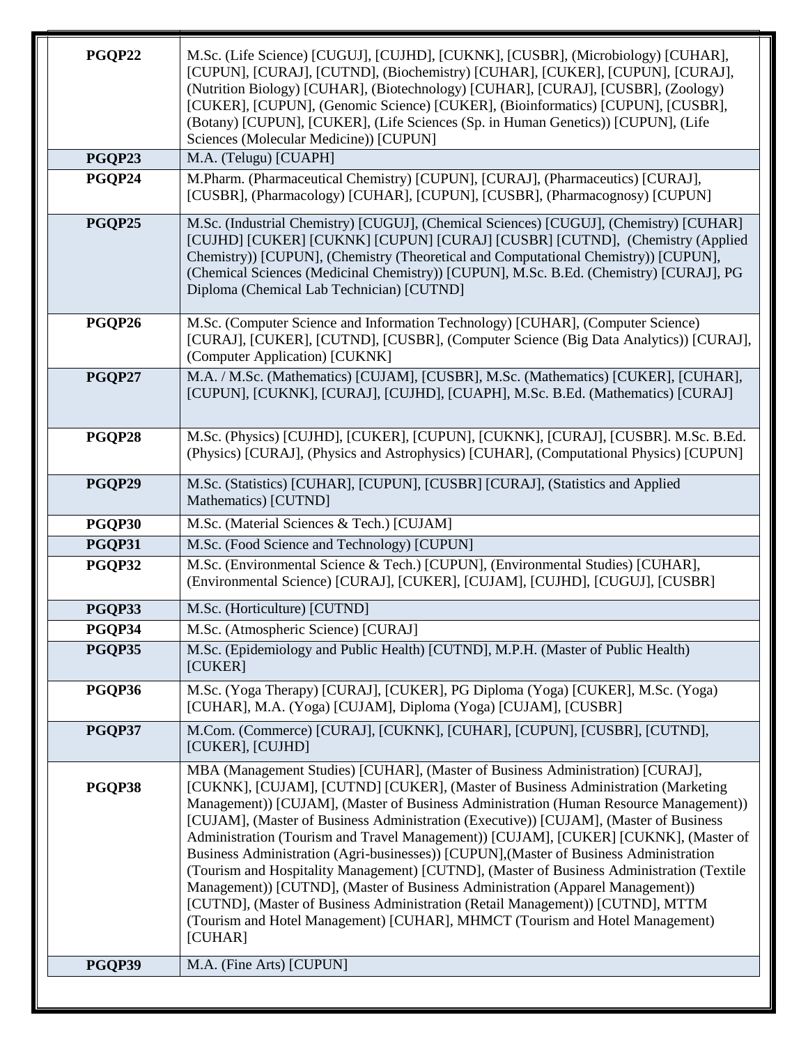| | |
|---|---|
| **PGQP22** | M.Sc. (Life Science) [CUGUJ], [CUJHD], [CUKNK], [CUSBR], (Microbiology) [CUHAR], [CUPUN], [CURAJ], [CUTND], (Biochemistry) [CUHAR], [CUKER], [CUPUN], [CURAJ], (Nutrition Biology) [CUHAR], (Biotechnology) [CUHAR], [CURAJ], [CUSBR], (Zoology) [CUKER], [CUPUN], (Genomic Science) [CUKER], (Bioinformatics) [CUPUN], [CUSBR], (Botany) [CUPUN], [CUKER], (Life Sciences (Sp. in Human Genetics)) [CUPUN], (Life Sciences (Molecular Medicine)) [CUPUN] |
| **PGQP23** | M.A. (Telugu) [CUAPH] |
| **PGQP24** | M.Pharm. (Pharmaceutical Chemistry) [CUPUN], [CURAJ], (Pharmaceutics) [CURAJ], [CUSBR], (Pharmacology) [CUHAR], [CUPUN], [CUSBR], (Pharmacognosy) [CUPUN] |
| **PGQP25** | M.Sc. (Industrial Chemistry) [CUGUJ], (Chemical Sciences) [CUGUJ], (Chemistry) [CUHAR] [CUJHD] [CUKER] [CUKNK] [CUPUN] [CURAJ] [CUSBR] [CUTND], (Chemistry (Applied Chemistry)) [CUPUN], (Chemistry (Theoretical and Computational Chemistry)) [CUPUN], (Chemical Sciences (Medicinal Chemistry)) [CUPUN], M.Sc. B.Ed. (Chemistry) [CURAJ], PG Diploma (Chemical Lab Technician) [CUTND] |
| **PGQP26** | M.Sc. (Computer Science and Information Technology) [CUHAR], (Computer Science) [CURAJ], [CUKER], [CUTND], [CUSBR], (Computer Science (Big Data Analytics)) [CURAJ], (Computer Application) [CUKNK] |
| **PGQP27** | M.A. / M.Sc. (Mathematics) [CUJAM], [CUSBR], M.Sc. (Mathematics) [CUKER], [CUHAR], [CUPUN], [CUKNK], [CURAJ], [CUJHD], [CUAPH], M.Sc. B.Ed. (Mathematics) [CURAJ] |
| **PGQP28** | M.Sc. (Physics) [CUJHD], [CUKER], [CUPUN], [CUKNK], [CURAJ], [CUSBR]. M.Sc. B.Ed. (Physics) [CURAJ], (Physics and Astrophysics) [CUHAR], (Computational Physics) [CUPUN] |
| **PGQP29** | M.Sc. (Statistics) [CUHAR], [CUPUN], [CUSBR] [CURAJ], (Statistics and Applied Mathematics) [CUTND] |
| **PGQP30** | M.Sc. (Material Sciences & Tech.) [CUJAM] |
| **PGQP31** | M.Sc. (Food Science and Technology) [CUPUN] |
| **PGQP32** | M.Sc. (Environmental Science & Tech.) [CUPUN], (Environmental Studies) [CUHAR], (Environmental Science) [CURAJ], [CUKER], [CUJAM], [CUJHD], [CUGUJ], [CUSBR] |
| **PGQP33** | M.Sc. (Horticulture) [CUTND] |
| **PGQP34** | M.Sc. (Atmospheric Science) [CURAJ] |
| **PGQP35** | M.Sc. (Epidemiology and Public Health) [CUTND], M.P.H. (Master of Public Health) [CUKER] |
| **PGQP36** | M.Sc. (Yoga Therapy) [CURAJ], [CUKER], PG Diploma (Yoga) [CUKER], M.Sc. (Yoga) [CUHAR], M.A. (Yoga) [CUJAM], Diploma (Yoga) [CUJAM], [CUSBR] |
| **PGQP37** | M.Com. (Commerce) [CURAJ], [CUKNK], [CUHAR], [CUPUN], [CUSBR], [CUTND], [CUKER], [CUJHD] |
| **PGQP38** | MBA (Management Studies) [CUHAR], (Master of Business Administration) [CURAJ], [CUKNK], [CUJAM], [CUTND] [CUKER], (Master of Business Administration (Marketing Management)) [CUJAM], (Master of Business Administration (Human Resource Management)) [CUJAM], (Master of Business Administration (Executive)) [CUJAM], (Master of Business Administration (Tourism and Travel Management)) [CUJAM], [CUKER] [CUKNK], (Master of Business Administration (Agri-businesses)) [CUPUN],(Master of Business Administration (Tourism and Hospitality Management) [CUTND], (Master of Business Administration (Textile Management)) [CUTND], (Master of Business Administration (Apparel Management)) [CUTND], (Master of Business Administration (Retail Management)) [CUTND], MTTM (Tourism and Hotel Management) [CUHAR], MHMCT (Tourism and Hotel Management) [CUHAR] |
| **PGQP39** | M.A. (Fine Arts) [CUPUN] |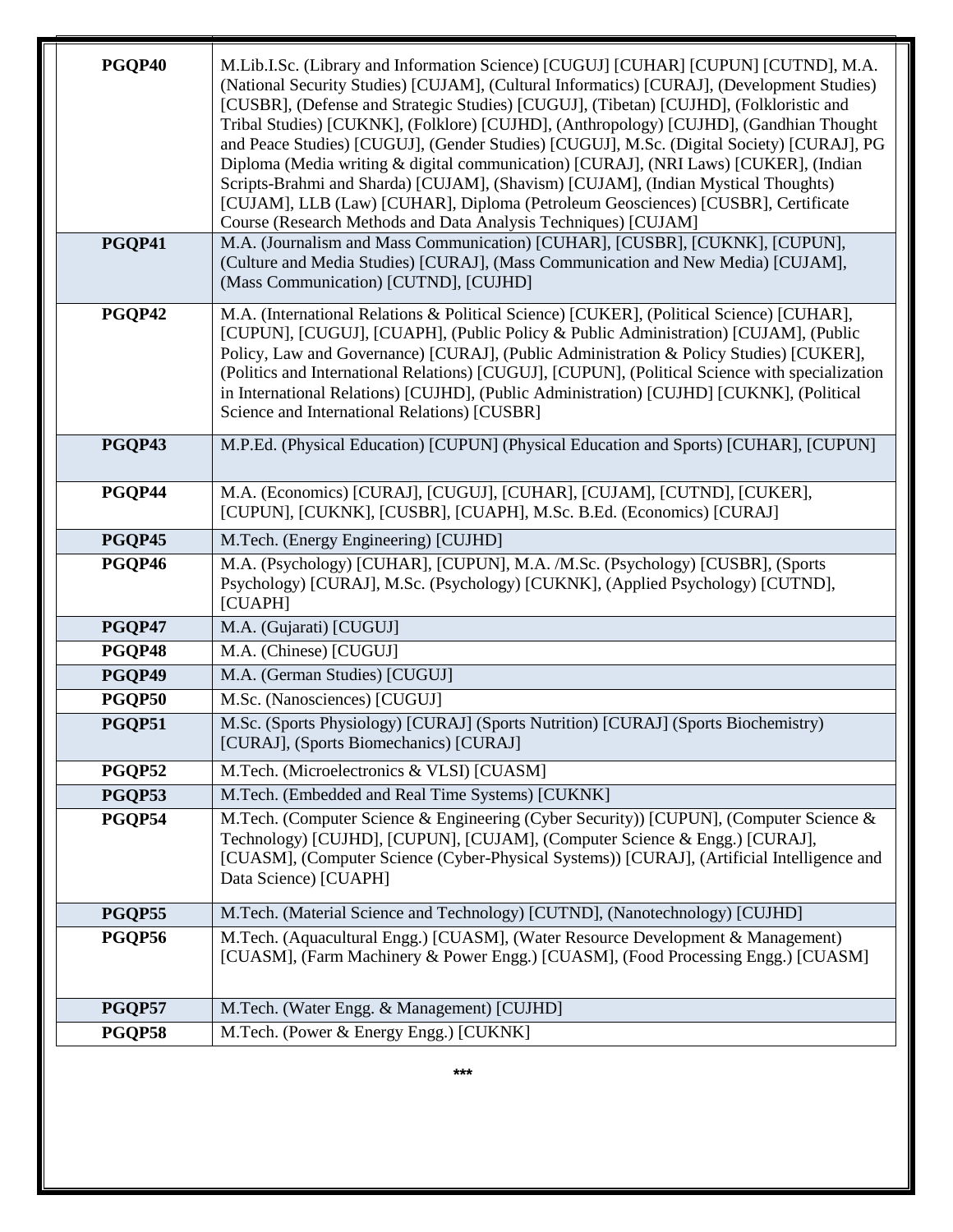| | |
|---|---|
| **PGQP40** | M.Lib.I.Sc. (Library and Information Science) [CUGUJ] [CUHAR] [CUPUN] [CUTND], M.A. (National Security Studies) [CUJAM], (Cultural Informatics) [CURAJ], (Development Studies) [CUSBR], (Defense and Strategic Studies) [CUGUJ], (Tibetan) [CUJHD], (Folkloristic and Tribal Studies) [CUKNK], (Folklore) [CUJHD], (Anthropology) [CUJHD], (Gandhian Thought and Peace Studies) [CUGUJ], (Gender Studies) [CUGUJ], M.Sc. (Digital Society) [CURAJ], PG Diploma (Media writing & digital communication) [CURAJ], (NRI Laws) [CUKER], (Indian Scripts-Brahmi and Sharda) [CUJAM], (Shavism) [CUJAM], (Indian Mystical Thoughts) [CUJAM], LLB (Law) [CUHAR], Diploma (Petroleum Geosciences) [CUSBR], Certificate Course (Research Methods and Data Analysis Techniques) [CUJAM] |
| **PGQP41** | M.A. (Journalism and Mass Communication) [CUHAR], [CUSBR], [CUKNK], [CUPUN], (Culture and Media Studies) [CURAJ], (Mass Communication and New Media) [CUJAM], (Mass Communication) [CUTND], [CUJHD] |
| **PGQP42** | M.A. (International Relations & Political Science) [CUKER], (Political Science) [CUHAR], [CUPUN], [CUGUJ], [CUAPH], (Public Policy & Public Administration) [CUJAM], (Public Policy, Law and Governance) [CURAJ], (Public Administration & Policy Studies) [CUKER], (Politics and International Relations) [CUGUJ], [CUPUN], (Political Science with specialization in International Relations) [CUJHD], (Public Administration) [CUJHD] [CUKNK], (Political Science and International Relations) [CUSBR] |
| **PGQP43** | M.P.Ed. (Physical Education) [CUPUN] (Physical Education and Sports) [CUHAR], [CUPUN] |
| **PGQP44** | M.A. (Economics) [CURAJ], [CUGUJ], [CUHAR], [CUJAM], [CUTND], [CUKER], [CUPUN], [CUKNK], [CUSBR], [CUAPH], M.Sc. B.Ed. (Economics) [CURAJ] |
| **PGQP45** | M.Tech. (Energy Engineering) [CUJHD] |
| **PGQP46** | M.A. (Psychology) [CUHAR], [CUPUN], M.A. /M.Sc. (Psychology) [CUSBR], (Sports Psychology) [CURAJ], M.Sc. (Psychology) [CUKNK], (Applied Psychology) [CUTND], [CUAPH] |
| **PGQP47** | M.A. (Gujarati) [CUGUJ] |
| **PGQP48** | M.A. (Chinese) [CUGUJ] |
| **PGQP49** | M.A. (German Studies) [CUGUJ] |
| **PGQP50** | M.Sc. (Nanosciences) [CUGUJ] |
| **PGQP51** | M.Sc. (Sports Physiology) [CURAJ] (Sports Nutrition) [CURAJ] (Sports Biochemistry) [CURAJ], (Sports Biomechanics) [CURAJ] |
| **PGQP52** | M.Tech. (Microelectronics & VLSI) [CUASM] |
| **PGQP53** | M.Tech. (Embedded and Real Time Systems) [CUKNK] |
| **PGQP54** | M.Tech. (Computer Science & Engineering (Cyber Security)) [CUPUN], (Computer Science & Technology) [CUJHD], [CUPUN], [CUJAM], (Computer Science & Engg.) [CURAJ], [CUASM], (Computer Science (Cyber-Physical Systems)) [CURAJ], (Artificial Intelligence and Data Science) [CUAPH] |
| **PGQP55** | M.Tech. (Material Science and Technology) [CUTND], (Nanotechnology) [CUJHD] |
| **PGQP56** | M.Tech. (Aquacultural Engg.) [CUASM], (Water Resource Development & Management) [CUASM], (Farm Machinery & Power Engg.) [CUASM], (Food Processing Engg.) [CUASM] |
| **PGQP57** | M.Tech. (Water Engg. & Management) [CUJHD] |
| **PGQP58** | M.Tech. (Power & Energy Engg.) [CUKNK] |

***